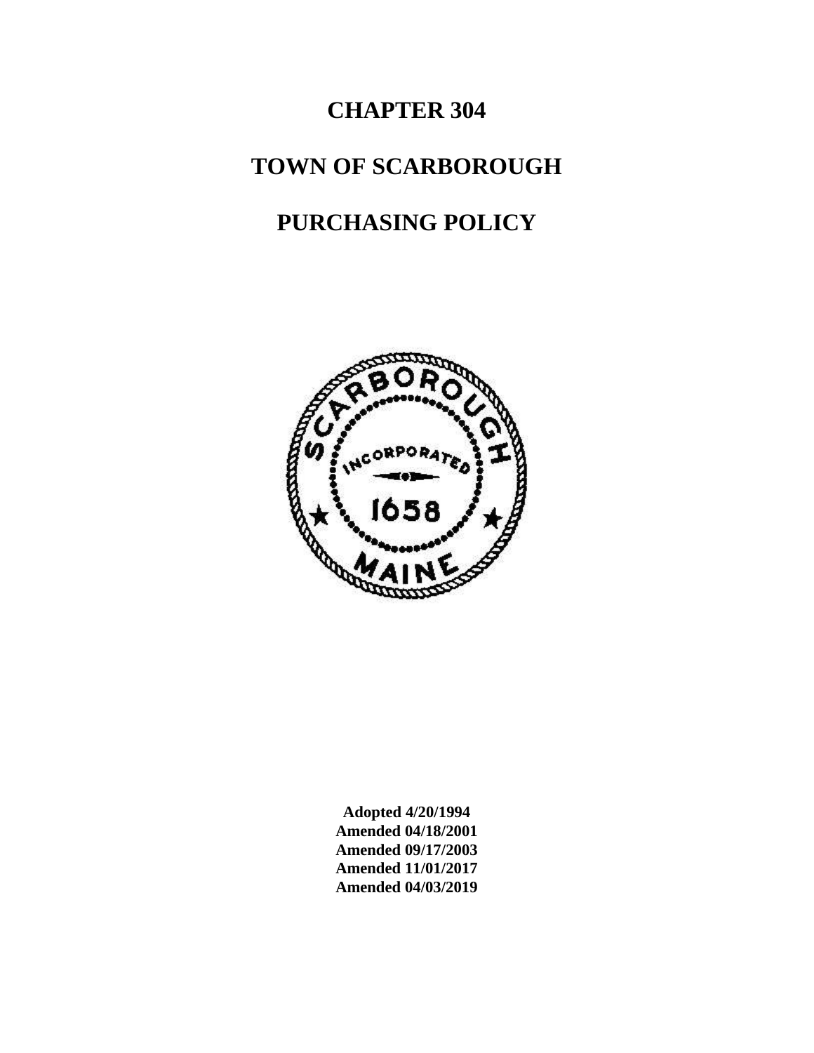# CHAPTER 304

# TOWN OF SCARBOROUGH

# PURCHASING POLICY

**Adopted 4/20/1994**
**Amended 04/18/2001**
**Amended 09/17/2003**
**Amended 11/01/2017**
**Amended 04/03/2019**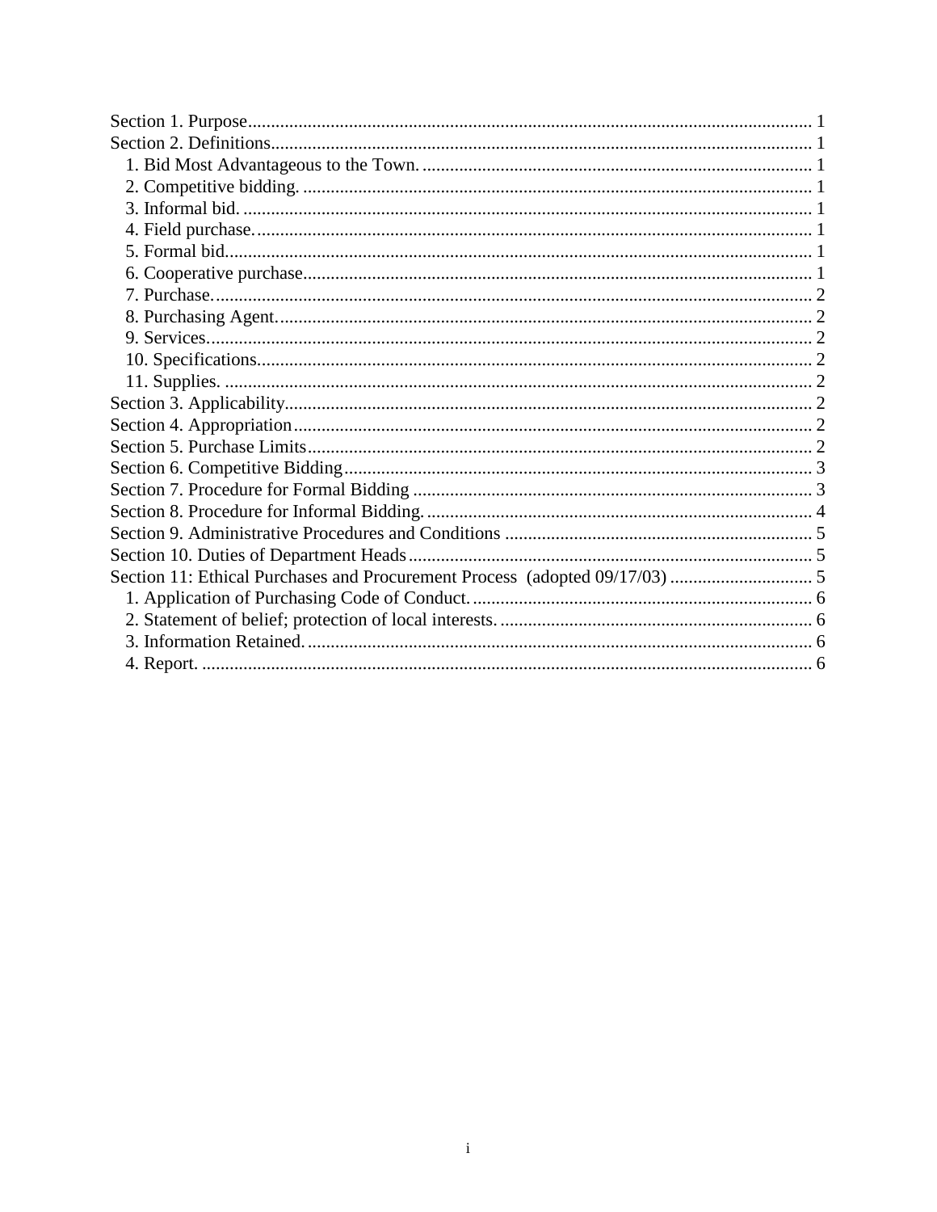Section 1. Purpose ........................................................................................................................ 1
Section 2. Definitions ..................................................................................................................... 1
- 1. Bid Most Advantageous to the Town. .................................................................................... 1
- 2. Competitive bidding. .............................................................................................................. 1
- 3. Informal bid. ........................................................................................................................... 1
- 4. Field purchase. ........................................................................................................................ 1
- 5. Formal bid ............................................................................................................................... 1
- 6. Cooperative purchase ............................................................................................................. 1
- 7. Purchase. ................................................................................................................................. 2
- 8. Purchasing Agent. ................................................................................................................... 2
- 9. Services. .................................................................................................................................. 2
- 10. Specifications ........................................................................................................................ 2
- 11. Supplies. ............................................................................................................................... 2

Section 3. Applicability .................................................................................................................. 2
Section 4. Appropriation ................................................................................................................ 2
Section 5. Purchase Limits ............................................................................................................. 2
Section 6. Competitive Bidding ..................................................................................................... 3
Section 7. Procedure for Formal Bidding ...................................................................................... 3
Section 8. Procedure for Informal Bidding. ................................................................................... 4
Section 9. Administrative Procedures and Conditions .................................................................. 5
Section 10. Duties of Department Heads ....................................................................................... 5
Section 11: Ethical Purchases and Procurement Process (adopted 09/17/03) ............................... 5
- 1. Application of Purchasing Code of Conduct. ......................................................................... 6
- 2. Statement of belief; protection of local interests. ................................................................... 6
- 3. Information Retained. ............................................................................................................. 6
- 4. Report. .................................................................................................................................... 6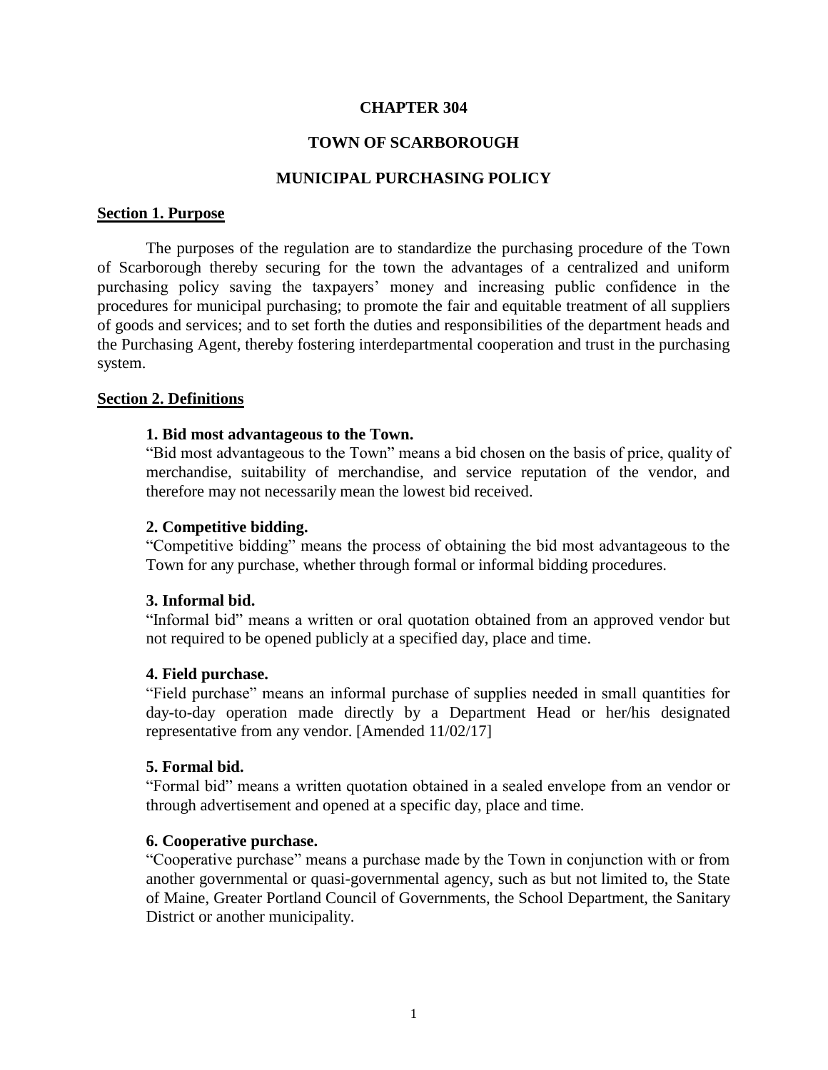# CHAPTER 304

# TOWN OF SCARBOROUGH

# MUNICIPAL PURCHASING POLICY

## Section 1. Purpose

The purposes of the regulation are to standardize the purchasing procedure of the Town of Scarborough thereby securing for the town the advantages of a centralized and uniform purchasing policy saving the taxpayers' money and increasing public confidence in the procedures for municipal purchasing; to promote the fair and equitable treatment of all suppliers of goods and services; and to set forth the duties and responsibilities of the department heads and the Purchasing Agent, thereby fostering interdepartmental cooperation and trust in the purchasing system.

## Section 2. Definitions

**1. Bid most advantageous to the Town.**
"Bid most advantageous to the Town" means a bid chosen on the basis of price, quality of merchandise, suitability of merchandise, and service reputation of the vendor, and therefore may not necessarily mean the lowest bid received.

**2. Competitive bidding.**
"Competitive bidding" means the process of obtaining the bid most advantageous to the Town for any purchase, whether through formal or informal bidding procedures.

**3. Informal bid.**
"Informal bid" means a written or oral quotation obtained from an approved vendor but not required to be opened publicly at a specified day, place and time.

**4. Field purchase.**
"Field purchase" means an informal purchase of supplies needed in small quantities for day-to-day operation made directly by a Department Head or her/his designated representative from any vendor. [Amended 11/02/17]

**5. Formal bid.**
"Formal bid" means a written quotation obtained in a sealed envelope from an vendor or through advertisement and opened at a specific day, place and time.

**6. Cooperative purchase.**
"Cooperative purchase" means a purchase made by the Town in conjunction with or from another governmental or quasi-governmental agency, such as but not limited to, the State of Maine, Greater Portland Council of Governments, the School Department, the Sanitary District or another municipality.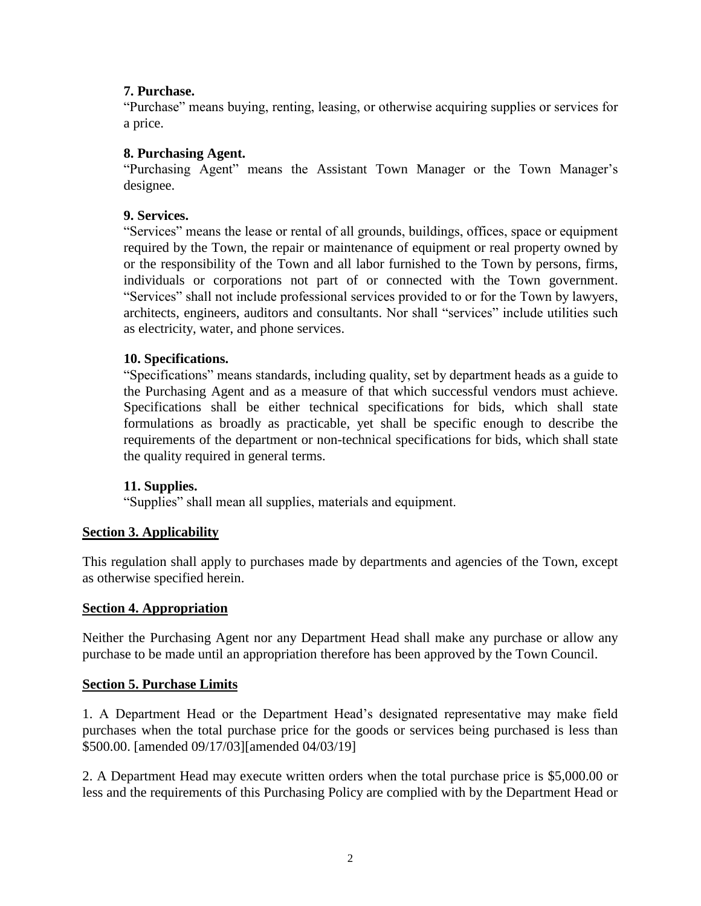#### 7. Purchase.

"Purchase" means buying, renting, leasing, or otherwise acquiring supplies or services for a price.

#### 8. Purchasing Agent.

"Purchasing Agent" means the Assistant Town Manager or the Town Manager's designee.

#### 9. Services.

"Services" means the lease or rental of all grounds, buildings, offices, space or equipment required by the Town, the repair or maintenance of equipment or real property owned by or the responsibility of the Town and all labor furnished to the Town by persons, firms, individuals or corporations not part of or connected with the Town government. "Services" shall not include professional services provided to or for the Town by lawyers, architects, engineers, auditors and consultants. Nor shall "services" include utilities such as electricity, water, and phone services.

#### 10. Specifications.

"Specifications" means standards, including quality, set by department heads as a guide to the Purchasing Agent and as a measure of that which successful vendors must achieve. Specifications shall be either technical specifications for bids, which shall state formulations as broadly as practicable, yet shall be specific enough to describe the requirements of the department or non-technical specifications for bids, which shall state the quality required in general terms.

#### 11. Supplies.

"Supplies" shall mean all supplies, materials and equipment.

## Section 3. Applicability

This regulation shall apply to purchases made by departments and agencies of the Town, except as otherwise specified herein.

## Section 4. Appropriation

Neither the Purchasing Agent nor any Department Head shall make any purchase or allow any purchase to be made until an appropriation therefore has been approved by the Town Council.

## Section 5. Purchase Limits

1. A Department Head or the Department Head's designated representative may make field purchases when the total purchase price for the goods or services being purchased is less than $500.00. [amended 09/17/03][amended 04/03/19]

2. A Department Head may execute written orders when the total purchase price is $5,000.00 or less and the requirements of this Purchasing Policy are complied with by the Department Head or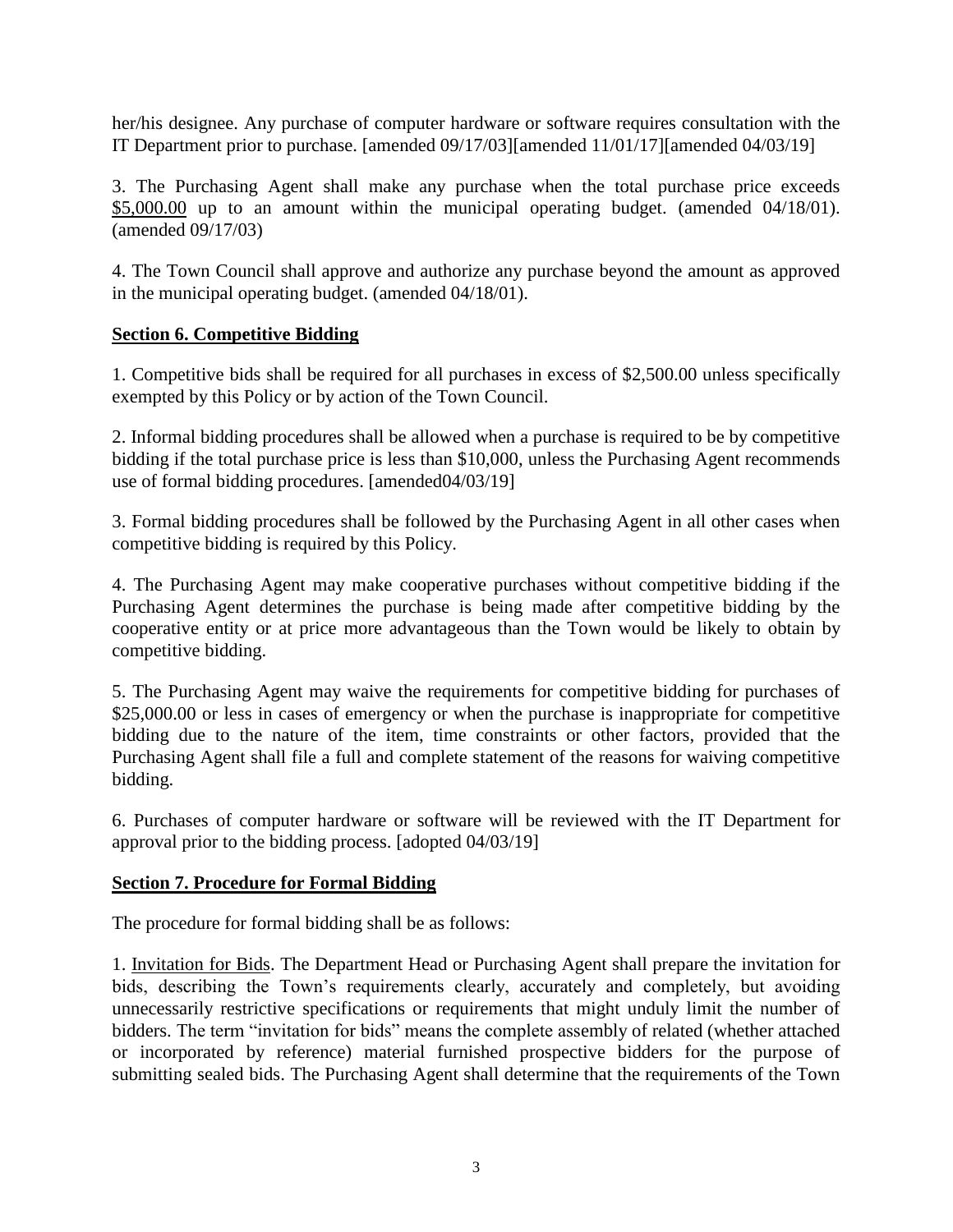her/his designee. Any purchase of computer hardware or software requires consultation with the IT Department prior to purchase. [amended 09/17/03][amended 11/01/17][amended 04/03/19]

3. The Purchasing Agent shall make any purchase when the total purchase price exceeds $5,000.00 up to an amount within the municipal operating budget. (amended 04/18/01). (amended 09/17/03)

4. The Town Council shall approve and authorize any purchase beyond the amount as approved in the municipal operating budget. (amended 04/18/01).

**Section 6. Competitive Bidding**

1. Competitive bids shall be required for all purchases in excess of $2,500.00 unless specifically exempted by this Policy or by action of the Town Council.

2. Informal bidding procedures shall be allowed when a purchase is required to be by competitive bidding if the total purchase price is less than $10,000, unless the Purchasing Agent recommends use of formal bidding procedures. [amended04/03/19]

3. Formal bidding procedures shall be followed by the Purchasing Agent in all other cases when competitive bidding is required by this Policy.

4. The Purchasing Agent may make cooperative purchases without competitive bidding if the Purchasing Agent determines the purchase is being made after competitive bidding by the cooperative entity or at price more advantageous than the Town would be likely to obtain by competitive bidding.

5. The Purchasing Agent may waive the requirements for competitive bidding for purchases of $25,000.00 or less in cases of emergency or when the purchase is inappropriate for competitive bidding due to the nature of the item, time constraints or other factors, provided that the Purchasing Agent shall file a full and complete statement of the reasons for waiving competitive bidding.

6. Purchases of computer hardware or software will be reviewed with the IT Department for approval prior to the bidding process. [adopted 04/03/19]

**Section 7. Procedure for Formal Bidding**

The procedure for formal bidding shall be as follows:

1. Invitation for Bids. The Department Head or Purchasing Agent shall prepare the invitation for bids, describing the Town's requirements clearly, accurately and completely, but avoiding unnecessarily restrictive specifications or requirements that might unduly limit the number of bidders. The term "invitation for bids" means the complete assembly of related (whether attached or incorporated by reference) material furnished prospective bidders for the purpose of submitting sealed bids. The Purchasing Agent shall determine that the requirements of the Town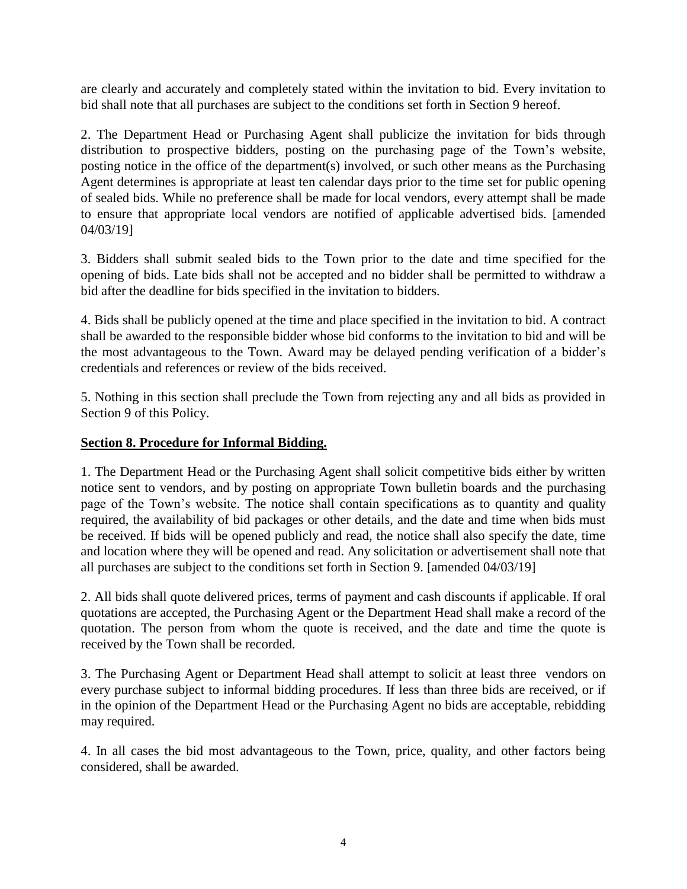are clearly and accurately and completely stated within the invitation to bid. Every invitation to bid shall note that all purchases are subject to the conditions set forth in Section 9 hereof.

2. The Department Head or Purchasing Agent shall publicize the invitation for bids through distribution to prospective bidders, posting on the purchasing page of the Town's website, posting notice in the office of the department(s) involved, or such other means as the Purchasing Agent determines is appropriate at least ten calendar days prior to the time set for public opening of sealed bids. While no preference shall be made for local vendors, every attempt shall be made to ensure that appropriate local vendors are notified of applicable advertised bids. [amended 04/03/19]

3. Bidders shall submit sealed bids to the Town prior to the date and time specified for the opening of bids. Late bids shall not be accepted and no bidder shall be permitted to withdraw a bid after the deadline for bids specified in the invitation to bidders.

4. Bids shall be publicly opened at the time and place specified in the invitation to bid. A contract shall be awarded to the responsible bidder whose bid conforms to the invitation to bid and will be the most advantageous to the Town. Award may be delayed pending verification of a bidder's credentials and references or review of the bids received.

5. Nothing in this section shall preclude the Town from rejecting any and all bids as provided in Section 9 of this Policy.

**Section 8. Procedure for Informal Bidding.**

1. The Department Head or the Purchasing Agent shall solicit competitive bids either by written notice sent to vendors, and by posting on appropriate Town bulletin boards and the purchasing page of the Town's website. The notice shall contain specifications as to quantity and quality required, the availability of bid packages or other details, and the date and time when bids must be received. If bids will be opened publicly and read, the notice shall also specify the date, time and location where they will be opened and read. Any solicitation or advertisement shall note that all purchases are subject to the conditions set forth in Section 9. [amended 04/03/19]

2. All bids shall quote delivered prices, terms of payment and cash discounts if applicable. If oral quotations are accepted, the Purchasing Agent or the Department Head shall make a record of the quotation. The person from whom the quote is received, and the date and time the quote is received by the Town shall be recorded.

3. The Purchasing Agent or Department Head shall attempt to solicit at least three vendors on every purchase subject to informal bidding procedures. If less than three bids are received, or if in the opinion of the Department Head or the Purchasing Agent no bids are acceptable, rebidding may required.

4. In all cases the bid most advantageous to the Town, price, quality, and other factors being considered, shall be awarded.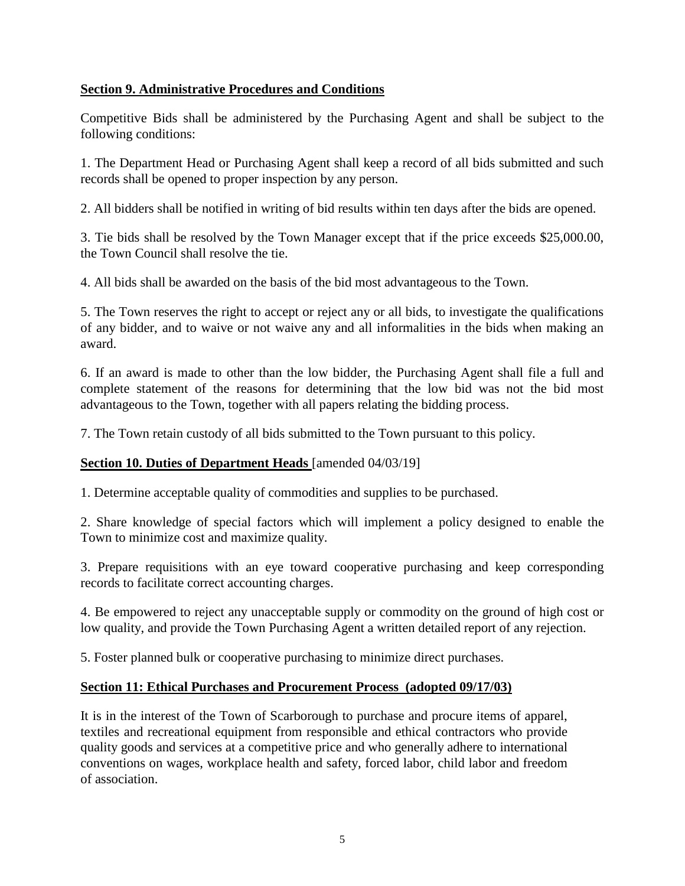**Section 9. Administrative Procedures and Conditions**

Competitive Bids shall be administered by the Purchasing Agent and shall be subject to the following conditions:

1. The Department Head or Purchasing Agent shall keep a record of all bids submitted and such records shall be opened to proper inspection by any person.

2. All bidders shall be notified in writing of bid results within ten days after the bids are opened.

3. Tie bids shall be resolved by the Town Manager except that if the price exceeds $25,000.00, the Town Council shall resolve the tie.

4. All bids shall be awarded on the basis of the bid most advantageous to the Town.

5. The Town reserves the right to accept or reject any or all bids, to investigate the qualifications of any bidder, and to waive or not waive any and all informalities in the bids when making an award.

6. If an award is made to other than the low bidder, the Purchasing Agent shall file a full and complete statement of the reasons for determining that the low bid was not the bid most advantageous to the Town, together with all papers relating the bidding process.

7. The Town retain custody of all bids submitted to the Town pursuant to this policy.

**Section 10. Duties of Department Heads** [amended 04/03/19]

1. Determine acceptable quality of commodities and supplies to be purchased.

2. Share knowledge of special factors which will implement a policy designed to enable the Town to minimize cost and maximize quality.

3. Prepare requisitions with an eye toward cooperative purchasing and keep corresponding records to facilitate correct accounting charges.

4. Be empowered to reject any unacceptable supply or commodity on the ground of high cost or low quality, and provide the Town Purchasing Agent a written detailed report of any rejection.

5. Foster planned bulk or cooperative purchasing to minimize direct purchases.

**Section 11: Ethical Purchases and Procurement Process (adopted 09/17/03)**

It is in the interest of the Town of Scarborough to purchase and procure items of apparel, textiles and recreational equipment from responsible and ethical contractors who provide quality goods and services at a competitive price and who generally adhere to international conventions on wages, workplace health and safety, forced labor, child labor and freedom of association.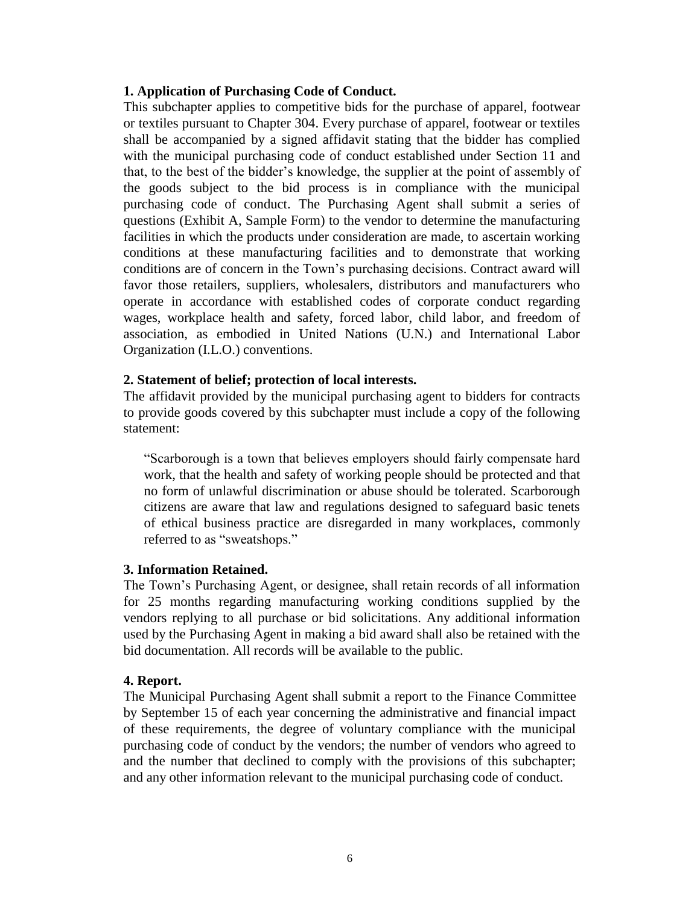**1. Application of Purchasing Code of Conduct.**

This subchapter applies to competitive bids for the purchase of apparel, footwear or textiles pursuant to Chapter 304. Every purchase of apparel, footwear or textiles shall be accompanied by a signed affidavit stating that the bidder has complied with the municipal purchasing code of conduct established under Section 11 and that, to the best of the bidder's knowledge, the supplier at the point of assembly of the goods subject to the bid process is in compliance with the municipal purchasing code of conduct. The Purchasing Agent shall submit a series of questions (Exhibit A, Sample Form) to the vendor to determine the manufacturing facilities in which the products under consideration are made, to ascertain working conditions at these manufacturing facilities and to demonstrate that working conditions are of concern in the Town's purchasing decisions. Contract award will favor those retailers, suppliers, wholesalers, distributors and manufacturers who operate in accordance with established codes of corporate conduct regarding wages, workplace health and safety, forced labor, child labor, and freedom of association, as embodied in United Nations (U.N.) and International Labor Organization (I.L.O.) conventions.

**2. Statement of belief; protection of local interests.**

The affidavit provided by the municipal purchasing agent to bidders for contracts to provide goods covered by this subchapter must include a copy of the following statement:

> "Scarborough is a town that believes employers should fairly compensate hard work, that the health and safety of working people should be protected and that no form of unlawful discrimination or abuse should be tolerated. Scarborough citizens are aware that law and regulations designed to safeguard basic tenets of ethical business practice are disregarded in many workplaces, commonly referred to as "sweatshops."

**3. Information Retained.**

The Town's Purchasing Agent, or designee, shall retain records of all information for 25 months regarding manufacturing working conditions supplied by the vendors replying to all purchase or bid solicitations. Any additional information used by the Purchasing Agent in making a bid award shall also be retained with the bid documentation. All records will be available to the public.

**4. Report.**

The Municipal Purchasing Agent shall submit a report to the Finance Committee by September 15 of each year concerning the administrative and financial impact of these requirements, the degree of voluntary compliance with the municipal purchasing code of conduct by the vendors; the number of vendors who agreed to and the number that declined to comply with the provisions of this subchapter; and any other information relevant to the municipal purchasing code of conduct.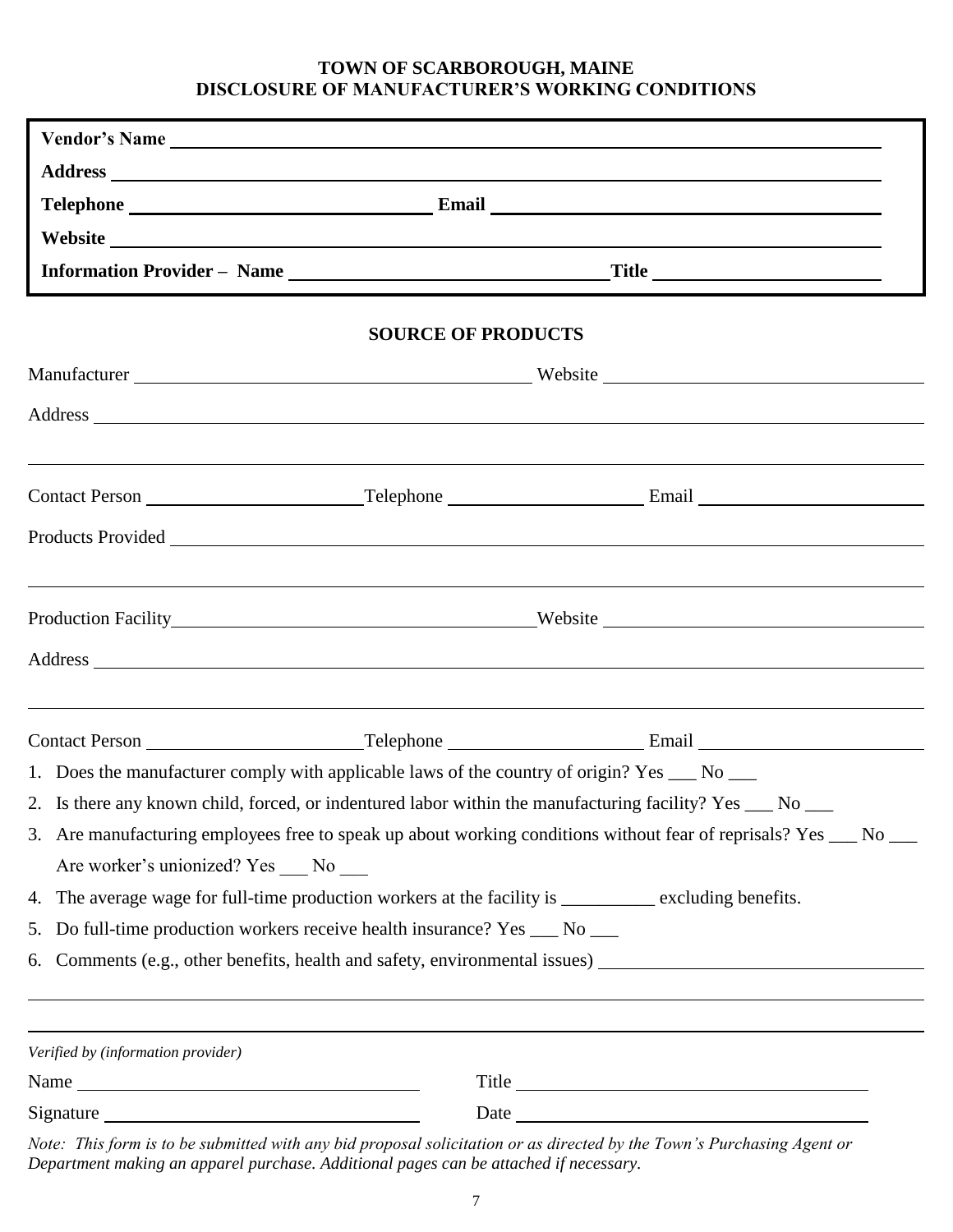# TOWN OF SCARBOROUGH, MAINE
# DISCLOSURE OF MANUFACTURER'S WORKING CONDITIONS

**Vendor's Name** ______________________________

**Address** ______________________________

**Telephone** ______________________________ **Email** ______________________________

**Website** ______________________________

**Information Provider – Name** ______________________________ **Title** ______________________________

## SOURCE OF PRODUCTS

Manufacturer ______________________________ Website ______________________________

Address ______________________________

______________________________

Contact Person ______________________________ Telephone ______________________________ Email ______________________________

Products Provided ______________________________

______________________________

Production Facility ______________________________ Website ______________________________

Address ______________________________

______________________________

Contact Person ______________________________ Telephone ______________________________ Email ______________________________

1. Does the manufacturer comply with applicable laws of the country of origin? Yes ___ No ___
2. Is there any known child, forced, or indentured labor within the manufacturing facility? Yes ___ No ___
3. Are manufacturing employees free to speak up about working conditions without fear of reprisals? Yes ___ No ___
   Are worker's unionized? Yes ___ No ___
4. The average wage for full-time production workers at the facility is __________ excluding benefits.
5. Do full-time production workers receive health insurance? Yes ___ No ___
6. Comments (e.g., other benefits, health and safety, environmental issues) ______________________________

______________________________

______________________________

*Verified by (information provider)*

Name ______________________________ Title ______________________________

Signature ______________________________ Date ______________________________

*Note: This form is to be submitted with any bid proposal solicitation or as directed by the Town's Purchasing Agent or Department making an apparel purchase. Additional pages can be attached if necessary.*